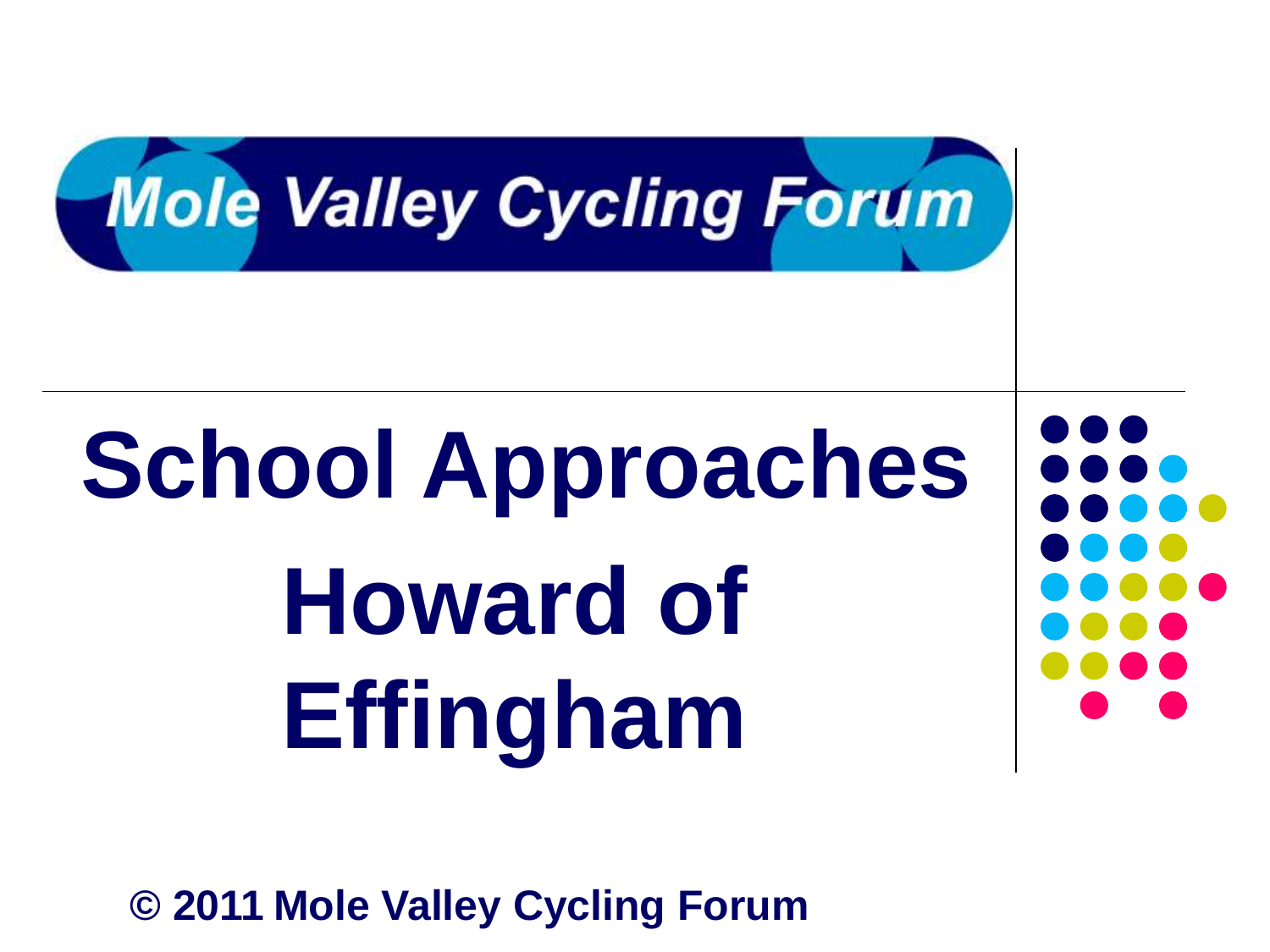Mole Valley Cycling Forum

# School Approaches Howard of Effingham

**© 2011 Mole Valley Cycling Forum**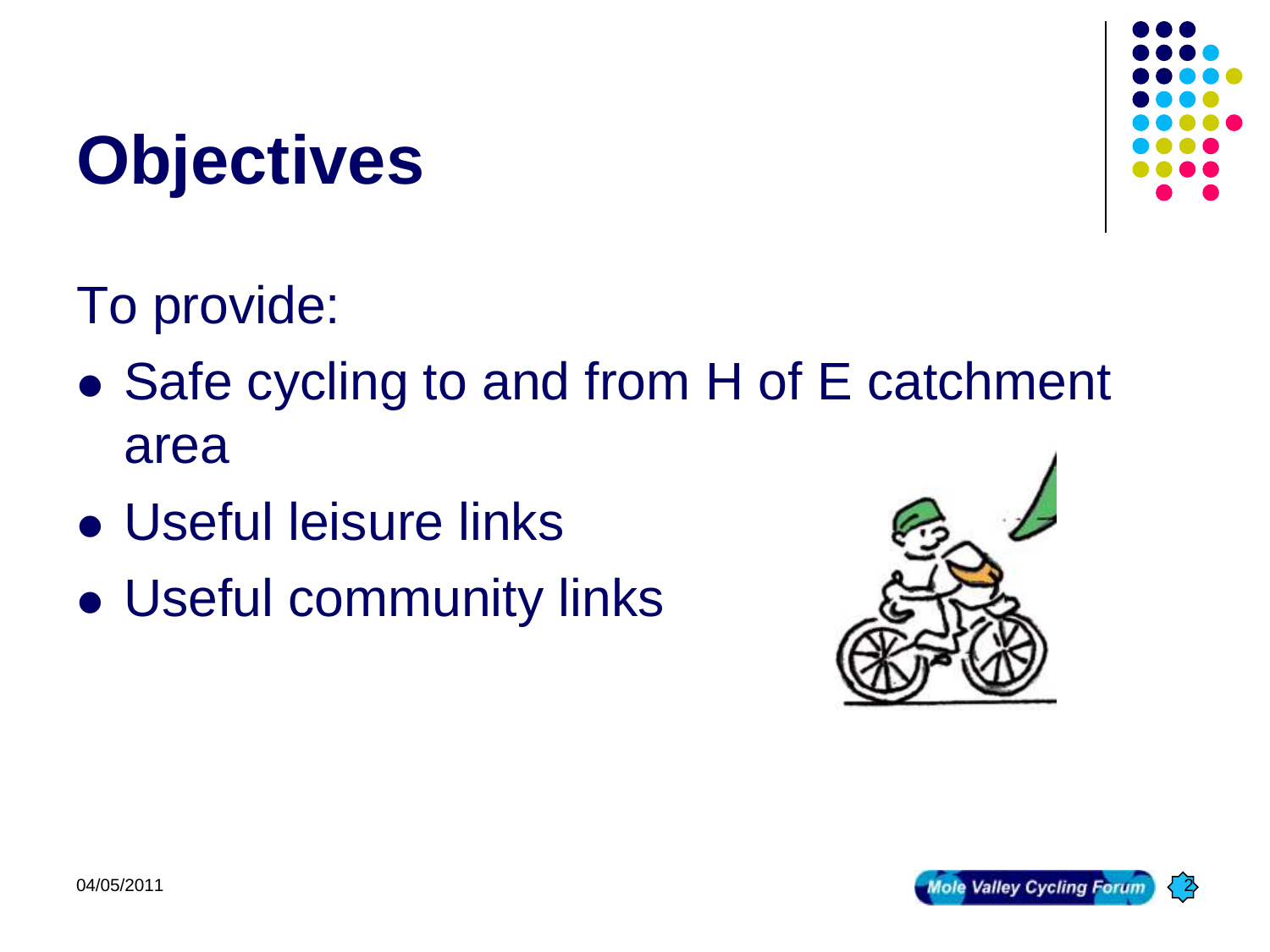# Objectives

To provide:

- Safe cycling to and from H of E catchment area
- Useful leisure links
- Useful community links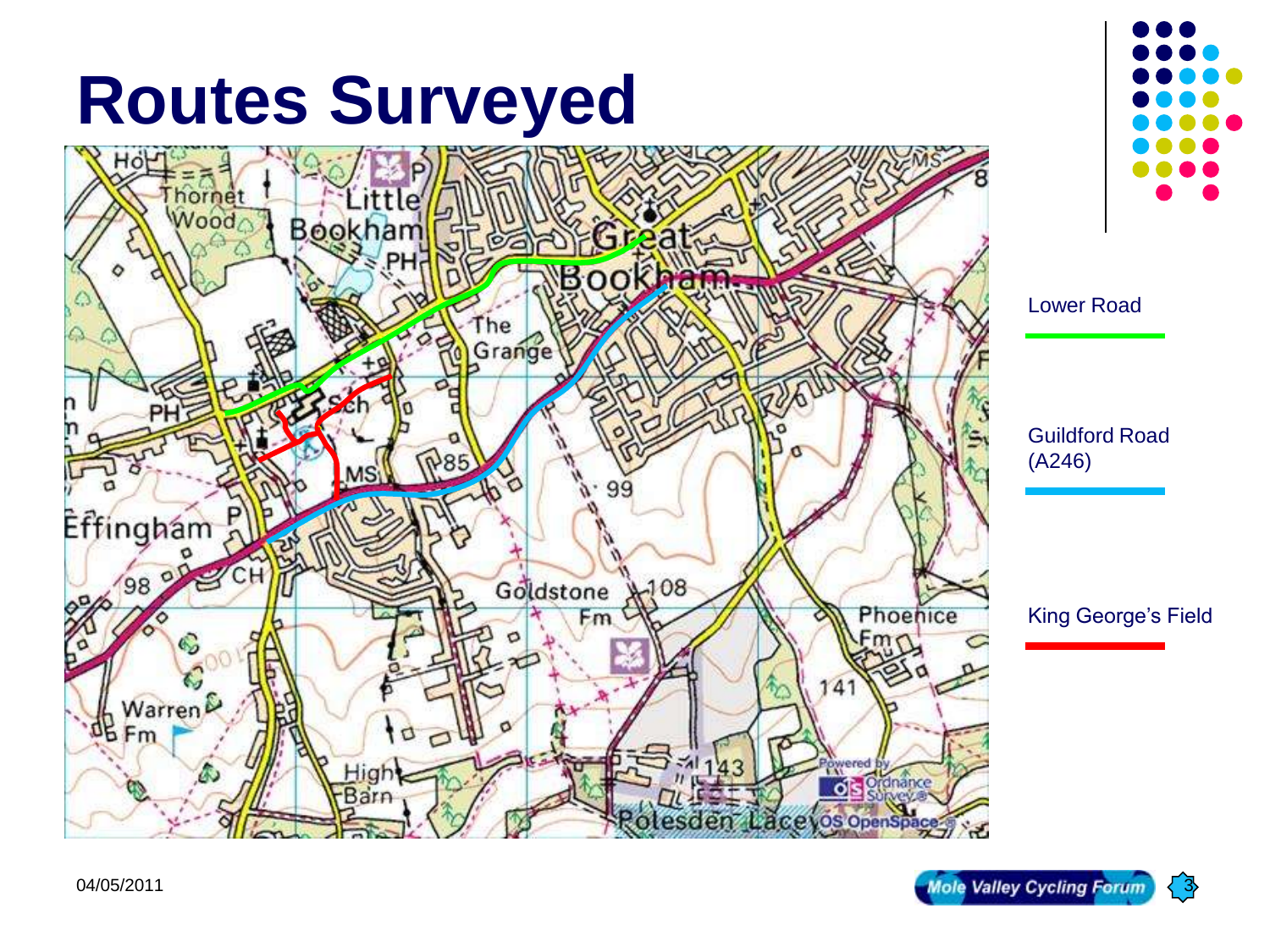# Routes Surveyed

Lower Road

Guildford Road (A246)

King George's Field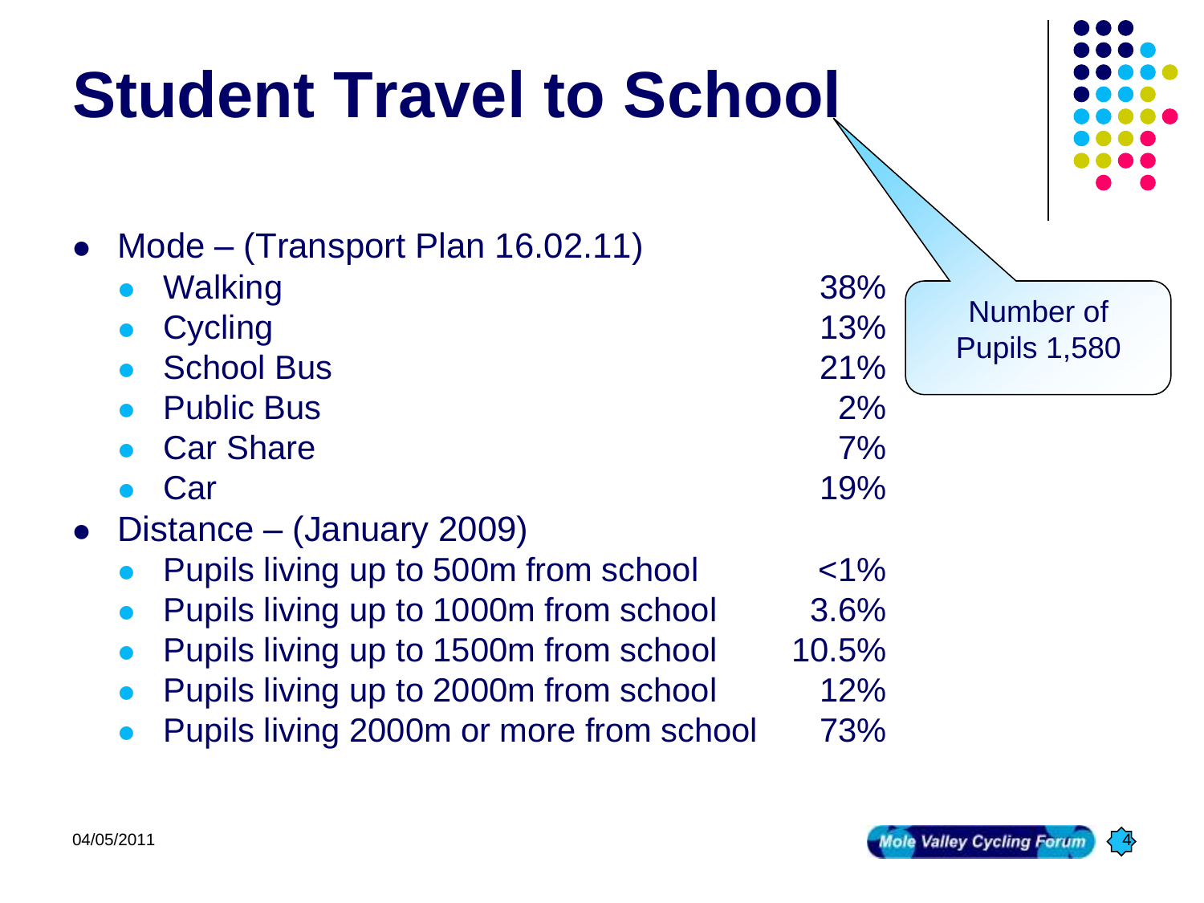# Student Travel to School

- Mode – (Transport Plan 16.02.11)
  - Walking 38%
  - Cycling 13%
  - School Bus 21%
  - Public Bus 2%
  - Car Share 7%
  - Car 19%
- Distance – (January 2009)
  - Pupils living up to 500m from school <1%
  - Pupils living up to 1000m from school 3.6%
  - Pupils living up to 1500m from school 10.5%
  - Pupils living up to 2000m from school 12%
  - Pupils living 2000m or more from school 73%

Number of Pupils 1,580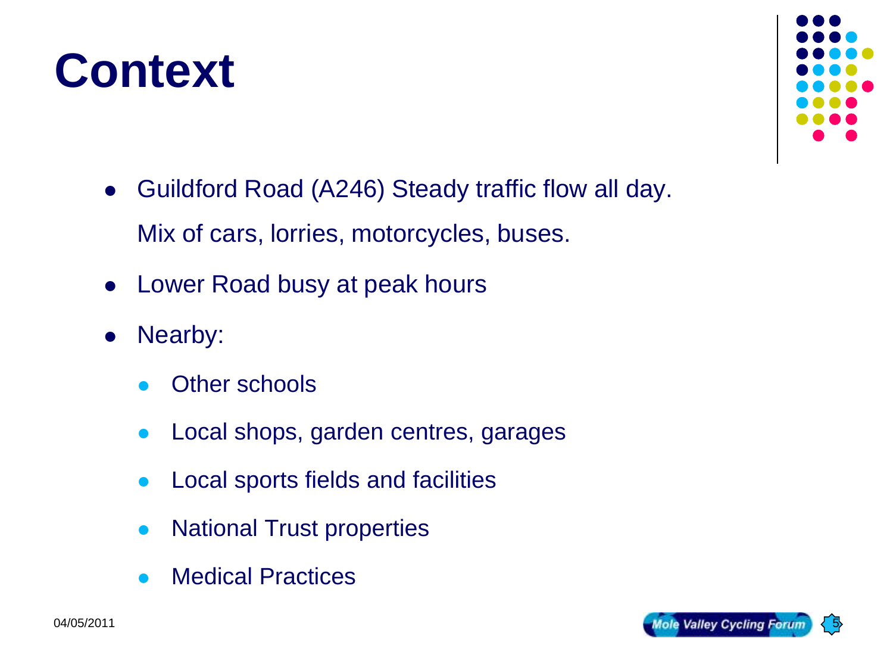# Context

- Guildford Road (A246) Steady traffic flow all day.
  Mix of cars, lorries, motorcycles, buses.
- Lower Road busy at peak hours
- Nearby:
  - Other schools
  - Local shops, garden centres, garages
  - Local sports fields and facilities
  - National Trust properties
  - Medical Practices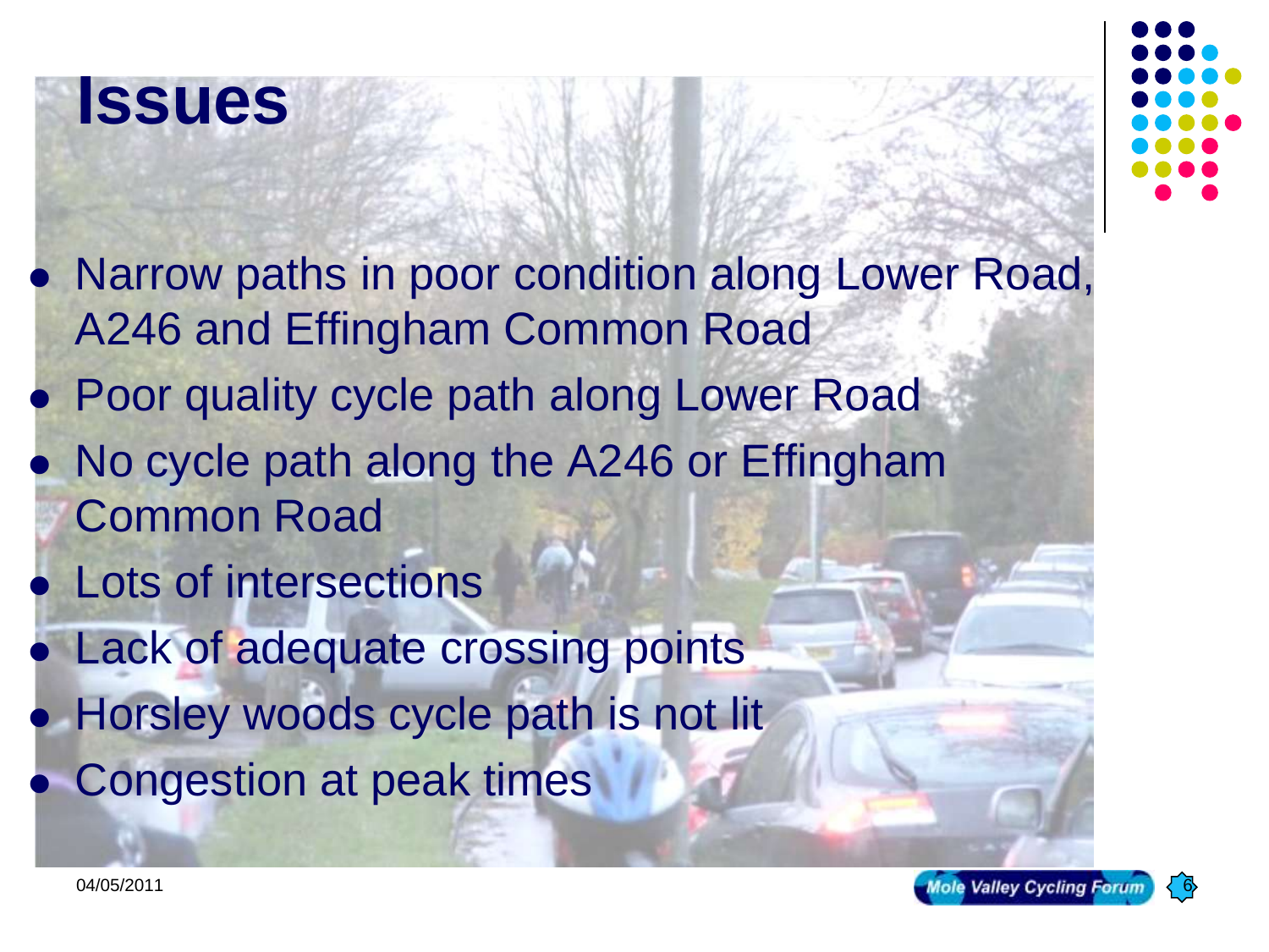# Issues

- Narrow paths in poor condition along Lower Road, A246 and Effingham Common Road
- Poor quality cycle path along Lower Road
- No cycle path along the A246 or Effingham Common Road
- Lots of intersections
- Lack of adequate crossing points
- Horsley woods cycle path is not lit
- Congestion at peak times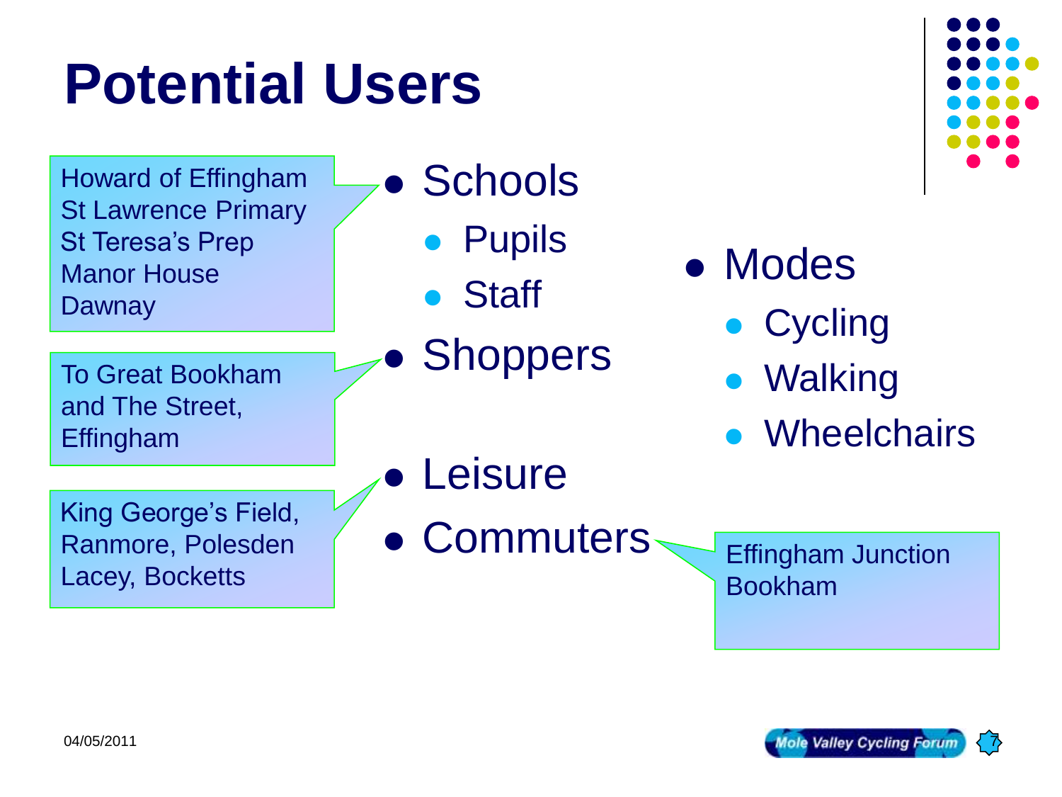# Potential Users

- Schools
  - Pupils
  - Staff
- Shoppers
- Leisure
- Commuters

Howard of Effingham
St Lawrence Primary
St Teresa's Prep
Manor House
Dawnay

To Great Bookham and The Street, Effingham

King George's Field, Ranmore, Polesden Lacey, Bocketts

Effingham Junction
Bookham

- Modes
  - Cycling
  - Walking
  - Wheelchairs

04/05/2011

Mole Valley Cycling Forum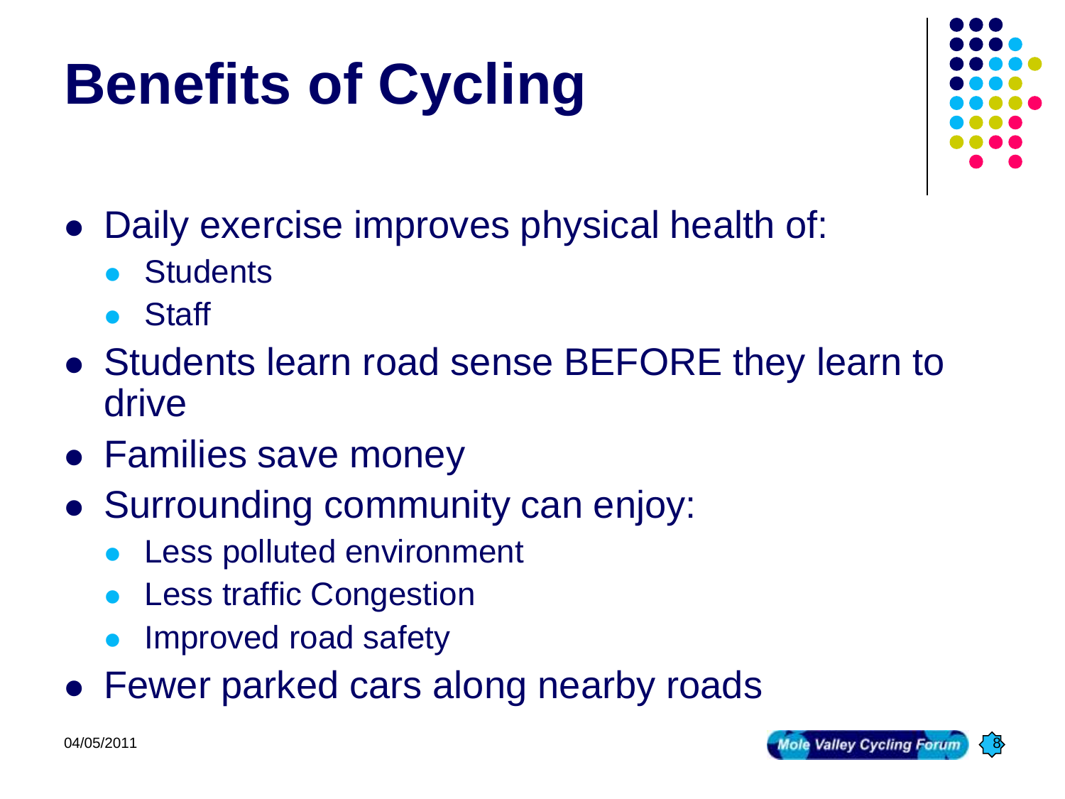# Benefits of Cycling

- Daily exercise improves physical health of:
  - Students
  - Staff
- Students learn road sense BEFORE they learn to drive
- Families save money
- Surrounding community can enjoy:
  - Less polluted environment
  - Less traffic Congestion
  - Improved road safety
- Fewer parked cars along nearby roads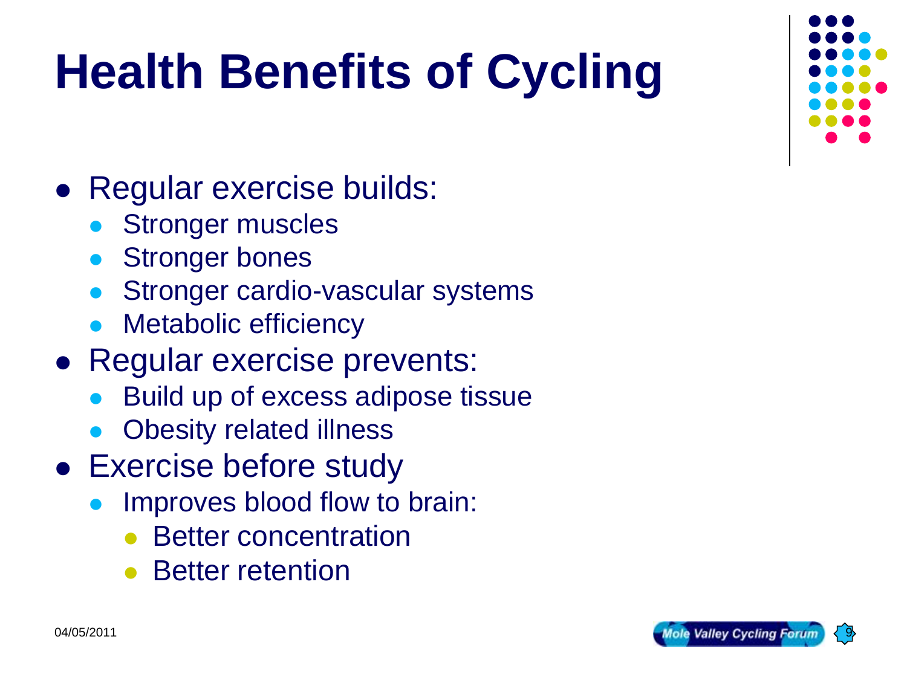# Health Benefits of Cycling

- Regular exercise builds:
  - Stronger muscles
  - Stronger bones
  - Stronger cardio-vascular systems
  - Metabolic efficiency
- Regular exercise prevents:
  - Build up of excess adipose tissue
  - Obesity related illness
- Exercise before study
  - Improves blood flow to brain:
    - Better concentration
    - Better retention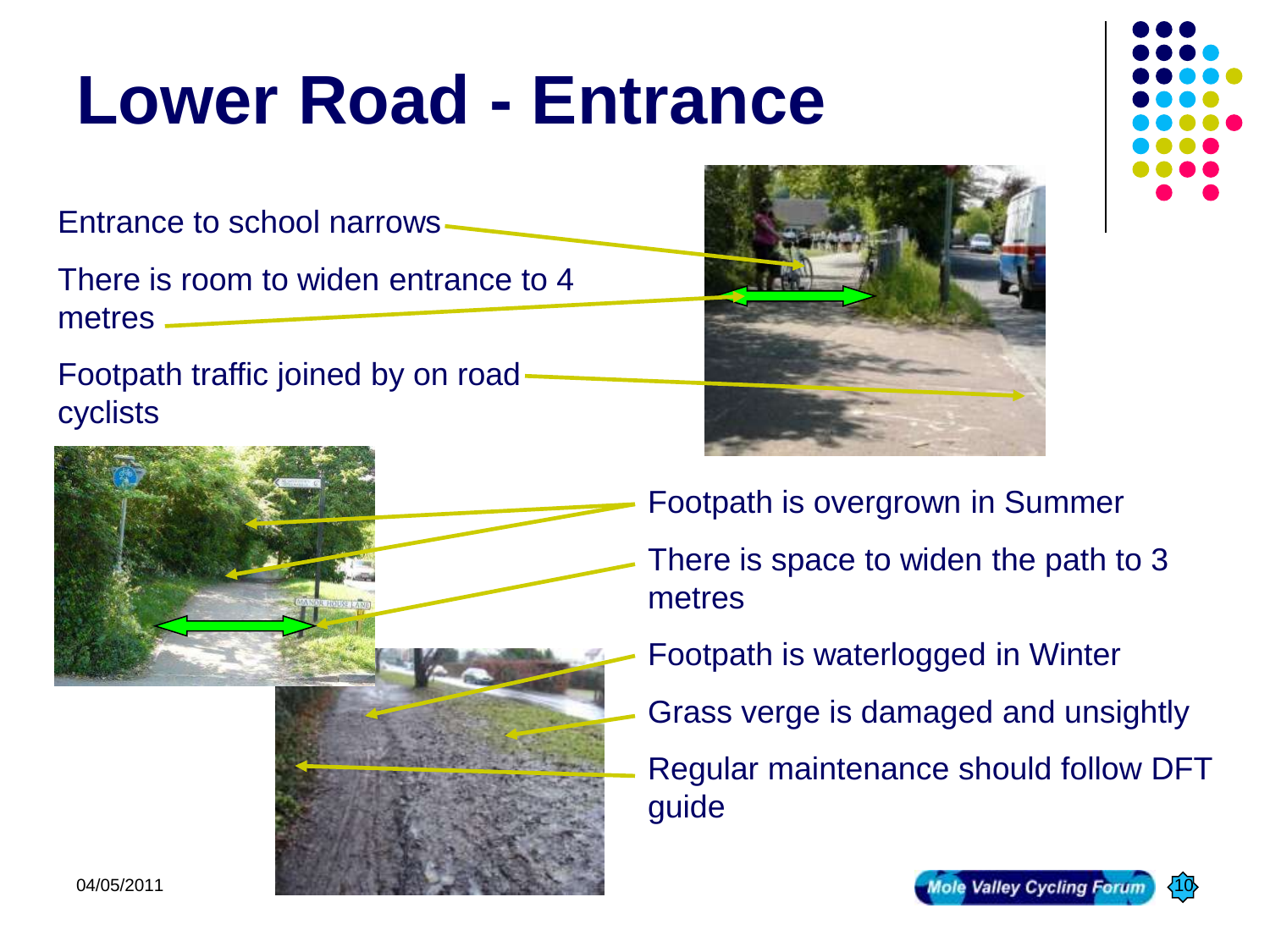# Lower Road - Entrance

Entrance to school narrows

There is room to widen entrance to 4 metres

Footpath traffic joined by on road cyclists

Footpath is overgrown in Summer

There is space to widen the path to 3 metres

Footpath is waterlogged in Winter

Grass verge is damaged and unsightly

Regular maintenance should follow DFT guide

04/05/2011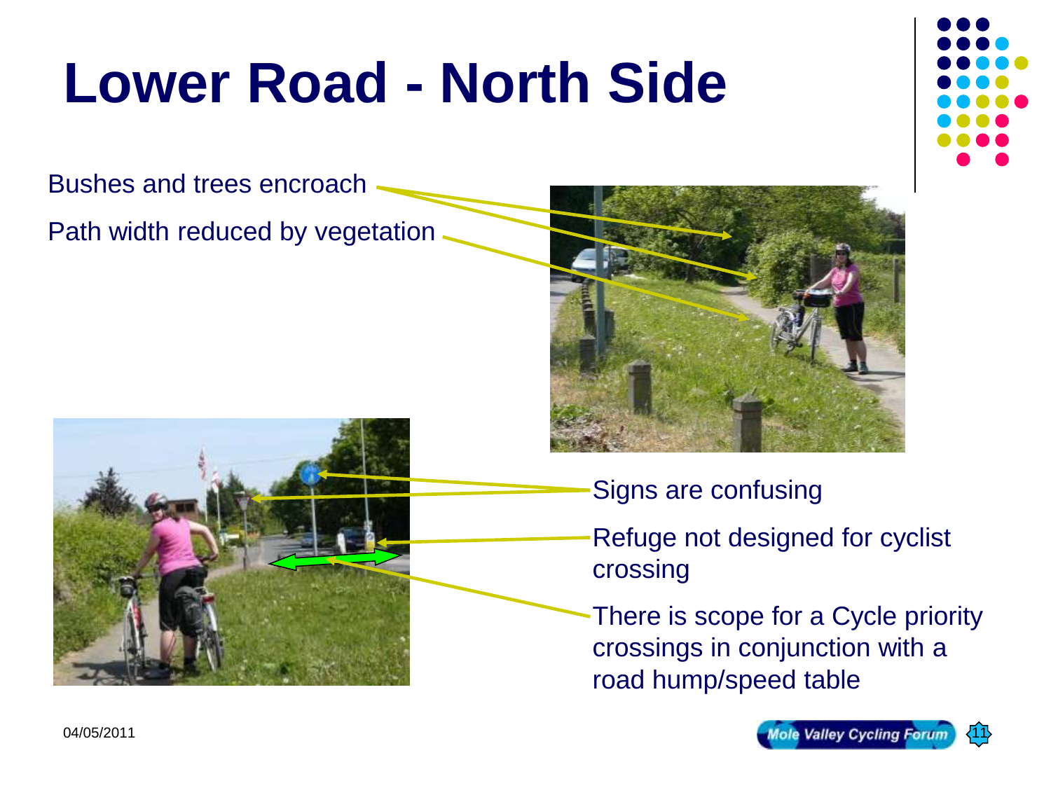# Lower Road - North Side

Bushes and trees encroach

Path width reduced by vegetation

Signs are confusing

Refuge not designed for cyclist crossing

There is scope for a Cycle priority crossings in conjunction with a road hump/speed table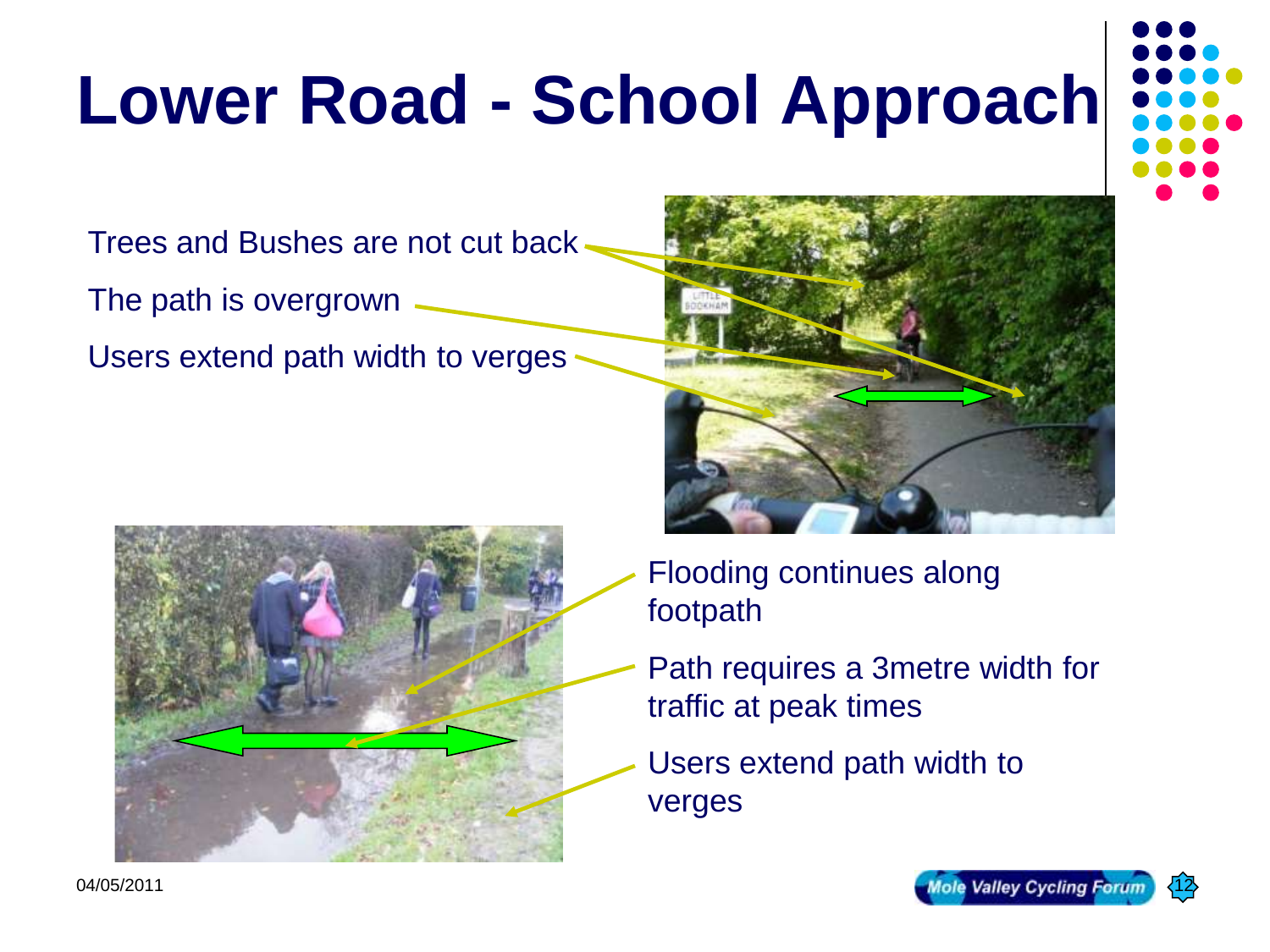# Lower Road - School Approach

Trees and Bushes are not cut back

The path is overgrown

Users extend path width to verges

Flooding continues along footpath

Path requires a 3metre width for traffic at peak times

Users extend path width to verges

04/05/2011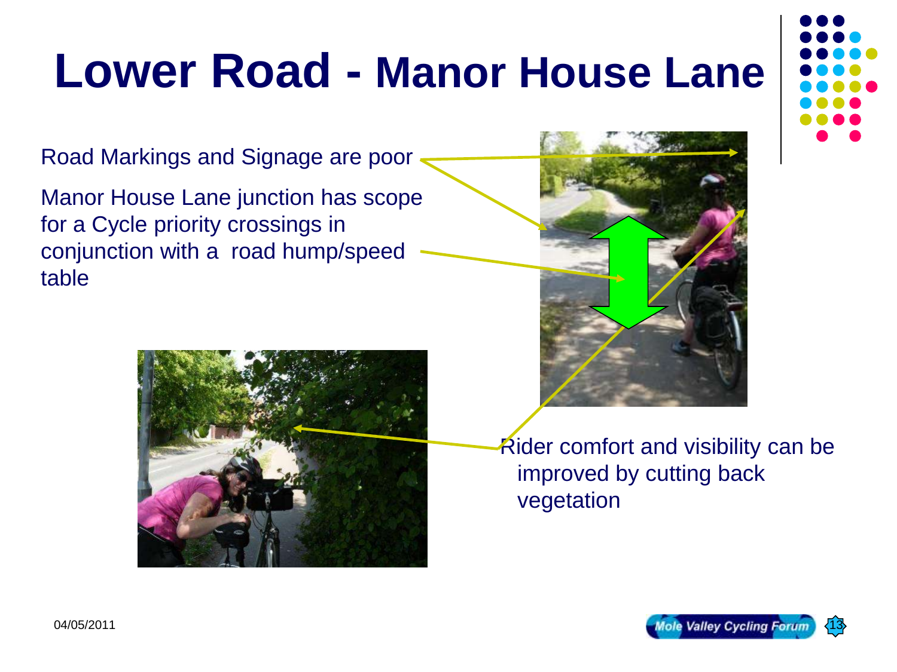# Lower Road - Manor House Lane

Road Markings and Signage are poor

Manor House Lane junction has scope for a Cycle priority crossings in conjunction with a road hump/speed table

Rider comfort and visibility can be improved by cutting back vegetation

04/05/2011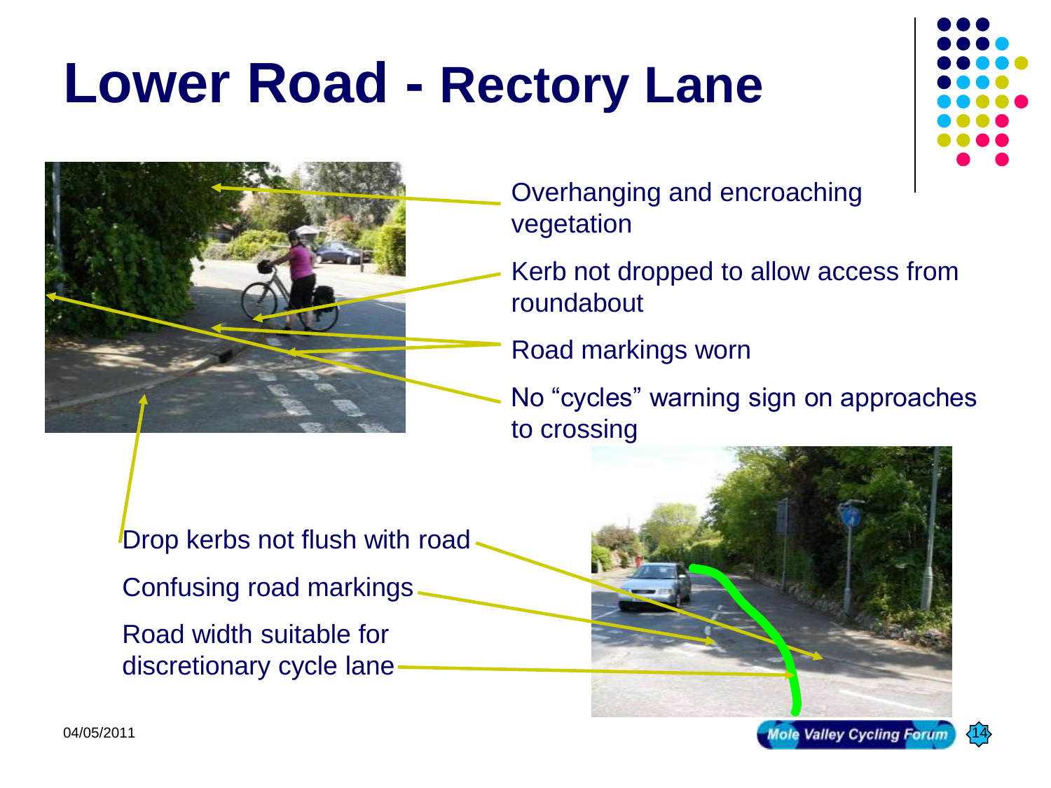# Lower Road - Rectory Lane

- Overhanging and encroaching vegetation
- Kerb not dropped to allow access from roundabout
- Road markings worn
- No “cycles” warning sign on approaches to crossing

- Drop kerbs not flush with road
- Confusing road markings
- Road width suitable for discretionary cycle lane

04/05/2011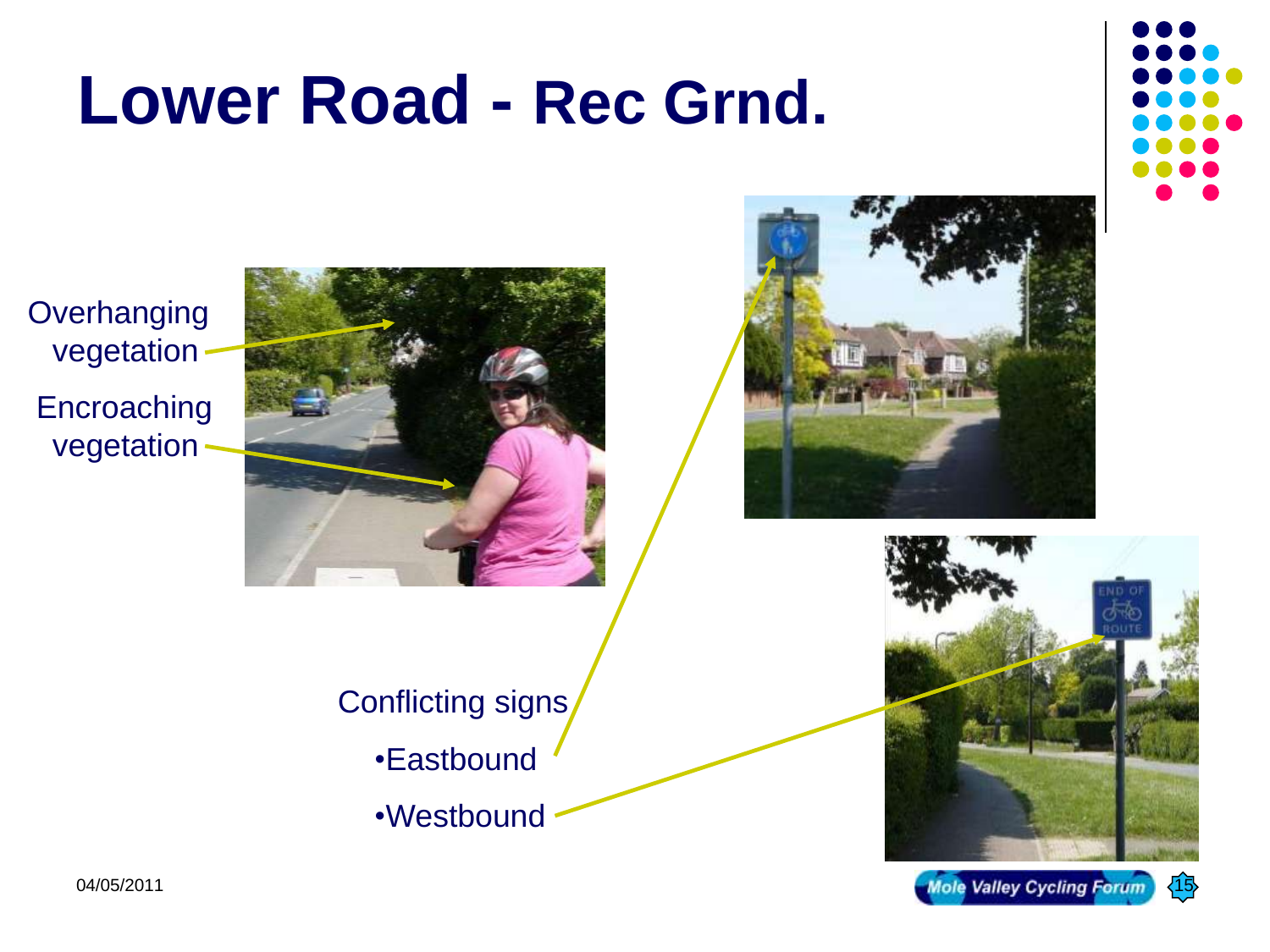# Lower Road - Rec Grnd.

Overhanging vegetation

Encroaching vegetation

Conflicting signs

- Eastbound
- Westbound

04/05/2011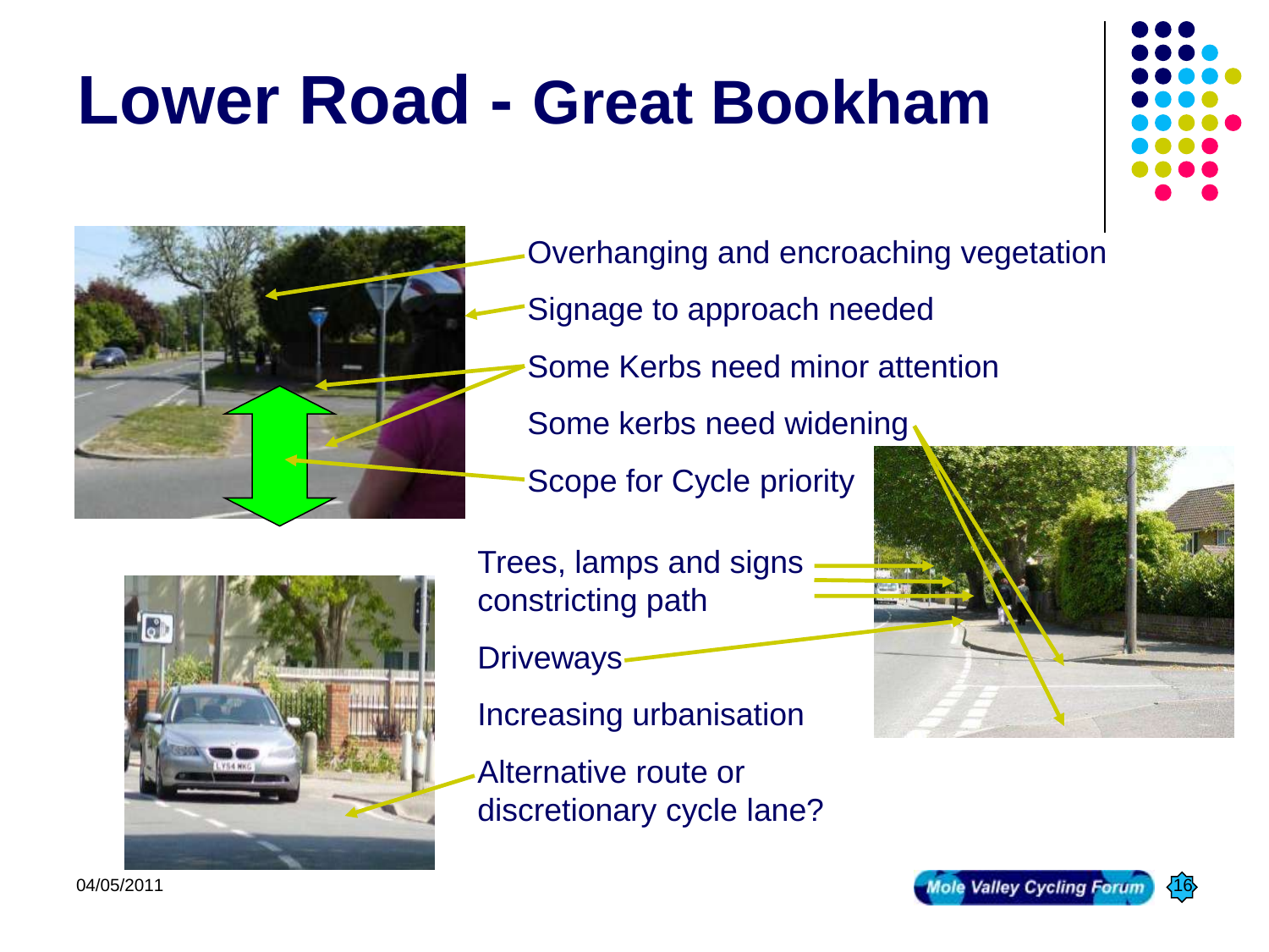# Lower Road - Great Bookham

- Overhanging and encroaching vegetation
- Signage to approach needed
- Some Kerbs need minor attention
- Some kerbs need widening
- Scope for Cycle priority

- Trees, lamps and signs constricting path
- Driveways
- Increasing urbanisation
- Alternative route or discretionary cycle lane?

04/05/2011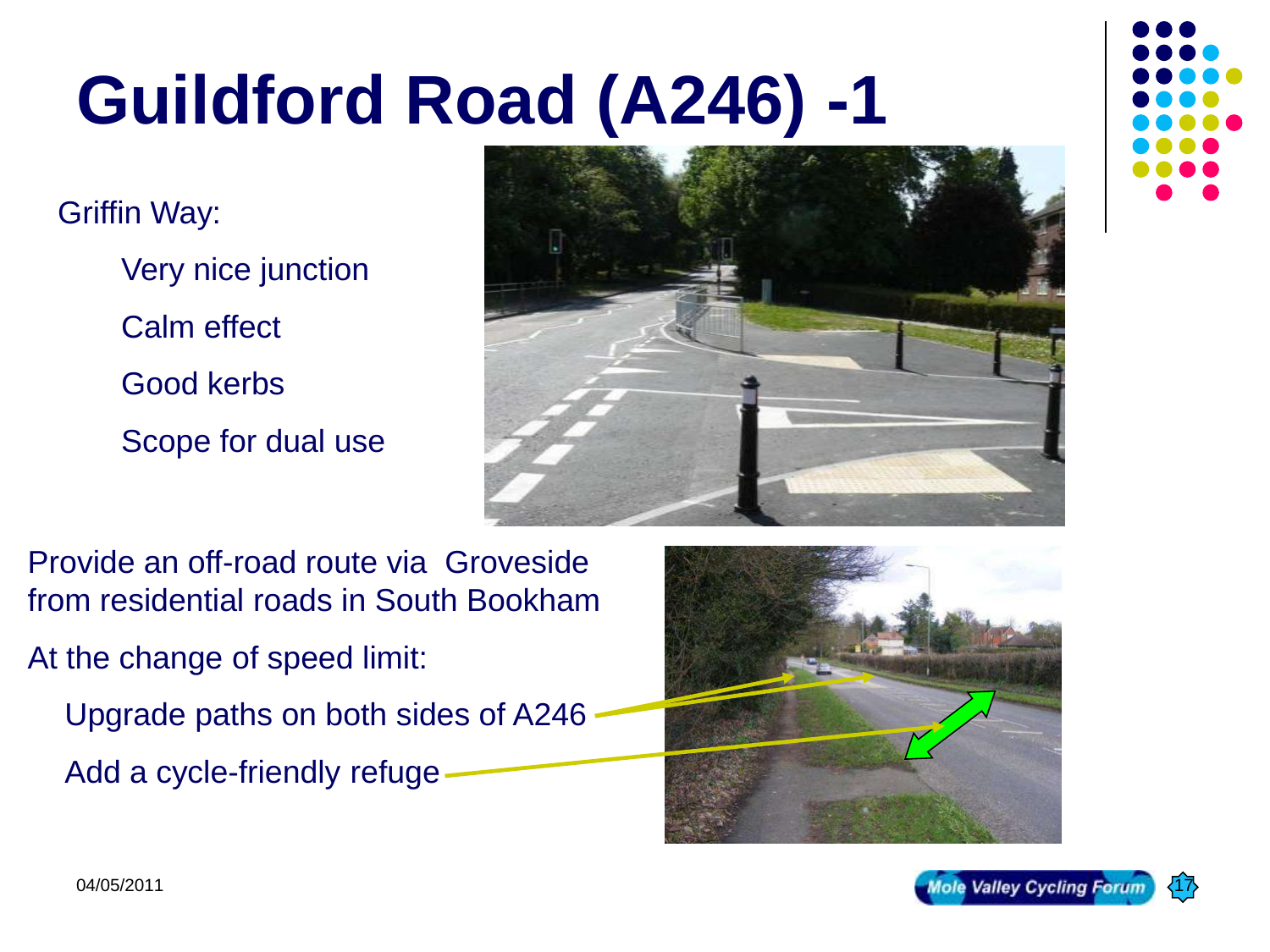# Guildford Road (A246) -1

Griffin Way:

- Very nice junction
- Calm effect
- Good kerbs
- Scope for dual use

Provide an off-road route via Groveside from residential roads in South Bookham

At the change of speed limit:

- Upgrade paths on both sides of A246
- Add a cycle-friendly refuge

04/05/2011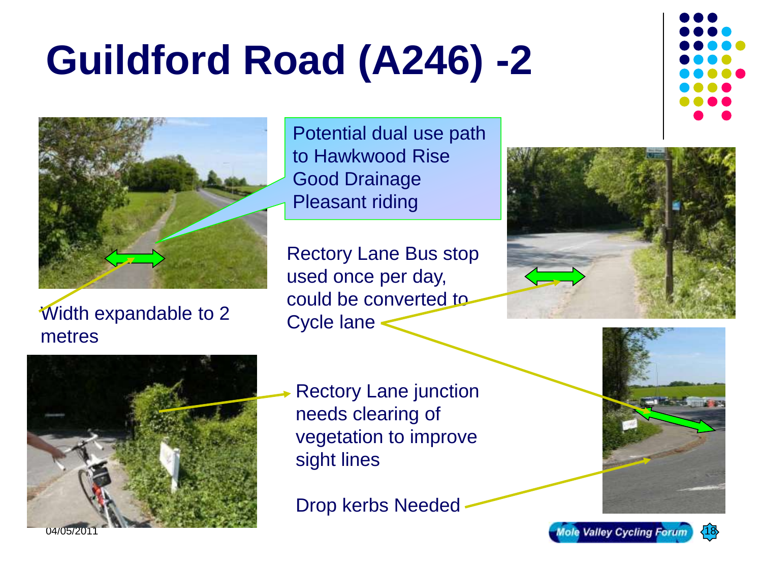# Guildford Road (A246) -2

Potential dual use path to Hawkwood Rise
Good Drainage
Pleasant riding

Width expandable to 2 metres

Rectory Lane Bus stop used once per day, could be converted to Cycle lane

Rectory Lane junction needs clearing of vegetation to improve sight lines

Drop kerbs Needed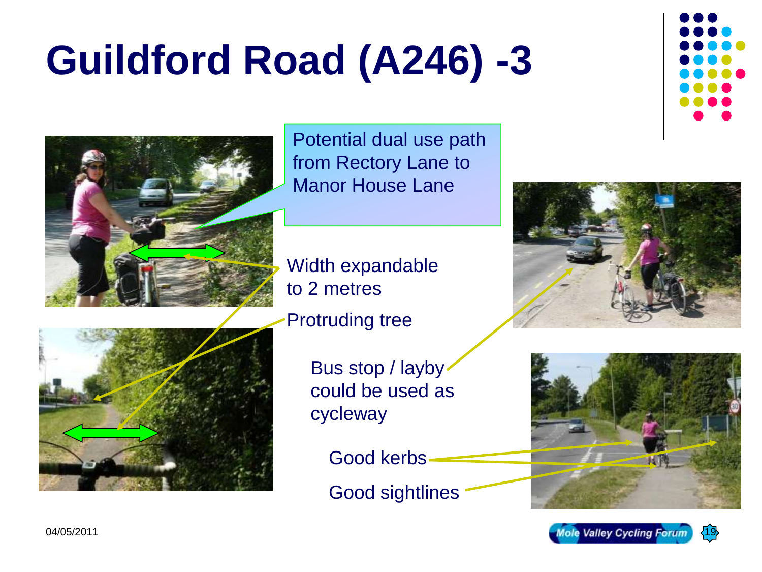# Guildford Road (A246) -3

Potential dual use path from Rectory Lane to Manor House Lane

Width expandable to 2 metres

Protruding tree

Bus stop / layby could be used as cycleway

Good kerbs

Good sightlines

04/05/2011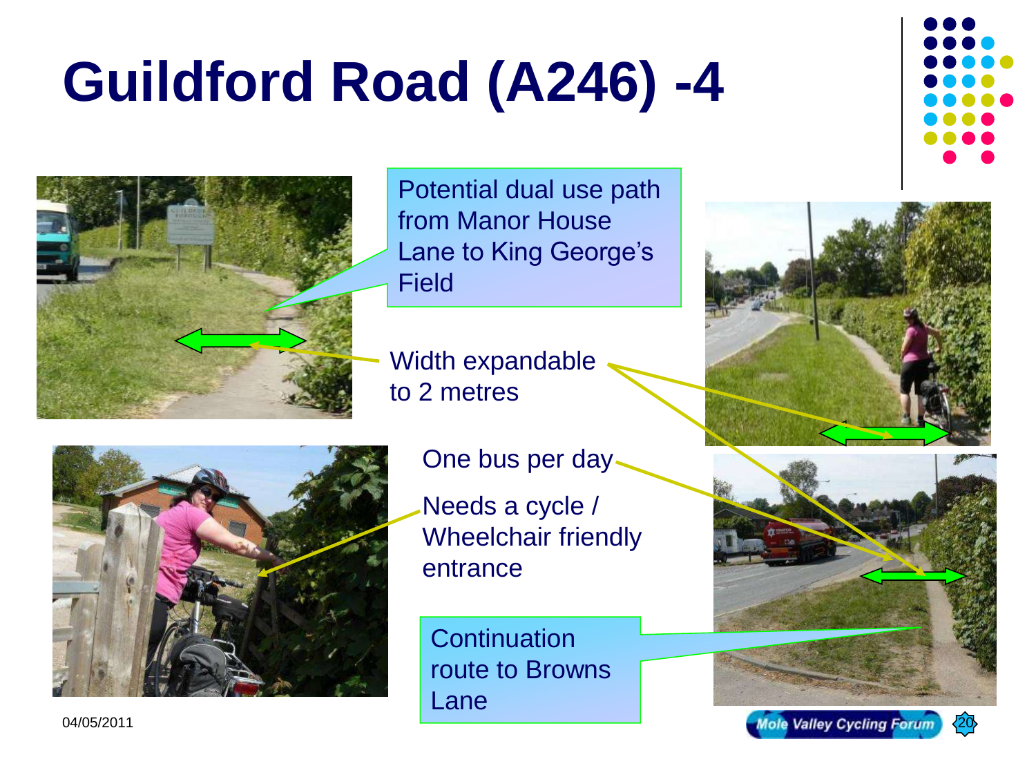# Guildford Road (A246) -4

Potential dual use path from Manor House Lane to King George's Field

Width expandable to 2 metres

One bus per day

Needs a cycle / Wheelchair friendly entrance

Continuation route to Browns Lane

04/05/2011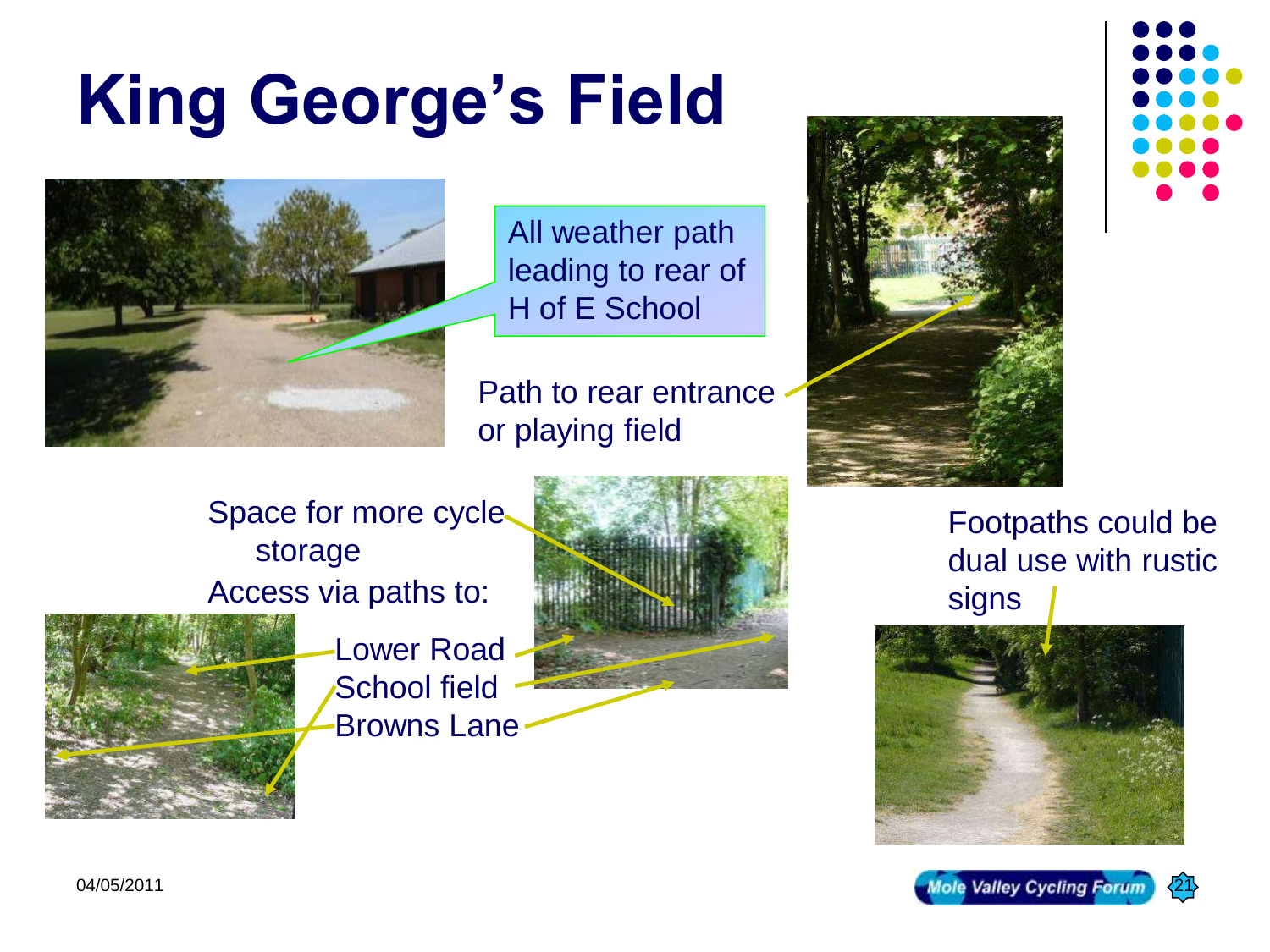# King George's Field

All weather path leading to rear of H of E School

Path to rear entrance or playing field

Space for more cycle storage

Access via paths to:

- Lower Road
- School field
- Browns Lane

Footpaths could be dual use with rustic signs

04/05/2011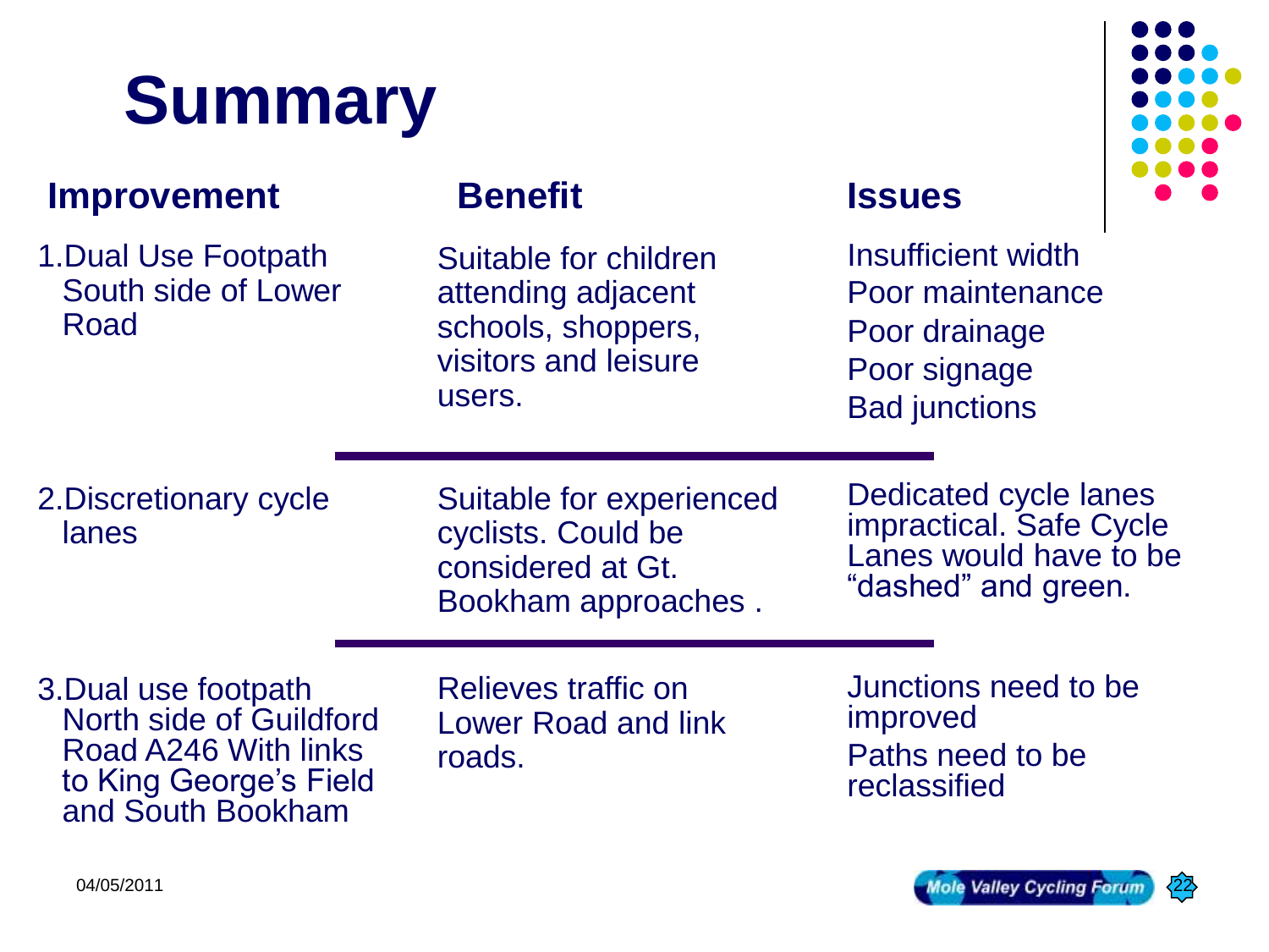# Summary

| Improvement | Benefit | Issues |
|---|---|---|
| 1. Dual Use Footpath South side of Lower Road | Suitable for children attending adjacent schools, shoppers, visitors and leisure users. | Insufficient width<br>Poor maintenance<br>Poor drainage<br>Poor signage<br>Bad junctions |
| 2. Discretionary cycle lanes | Suitable for experienced cyclists. Could be considered at Gt. Bookham approaches . | Dedicated cycle lanes impractical. Safe Cycle Lanes would have to be “dashed” and green. |
| 3. Dual use footpath North side of Guildford Road A246 With links to King George’s Field and South Bookham | Relieves traffic on Lower Road and link roads. | Junctions need to be improved<br>Paths need to be reclassified |

04/05/2011

Mole Valley Cycling Forum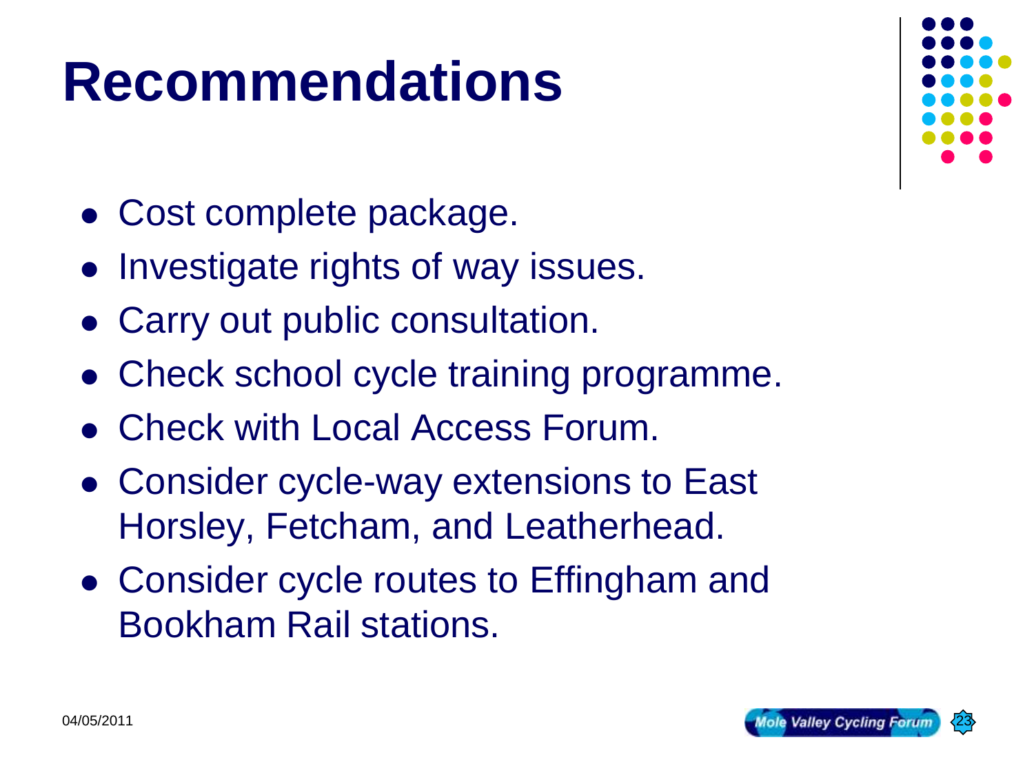# Recommendations

- Cost complete package.
- Investigate rights of way issues.
- Carry out public consultation.
- Check school cycle training programme.
- Check with Local Access Forum.
- Consider cycle-way extensions to East Horsley, Fetcham, and Leatherhead.
- Consider cycle routes to Effingham and Bookham Rail stations.